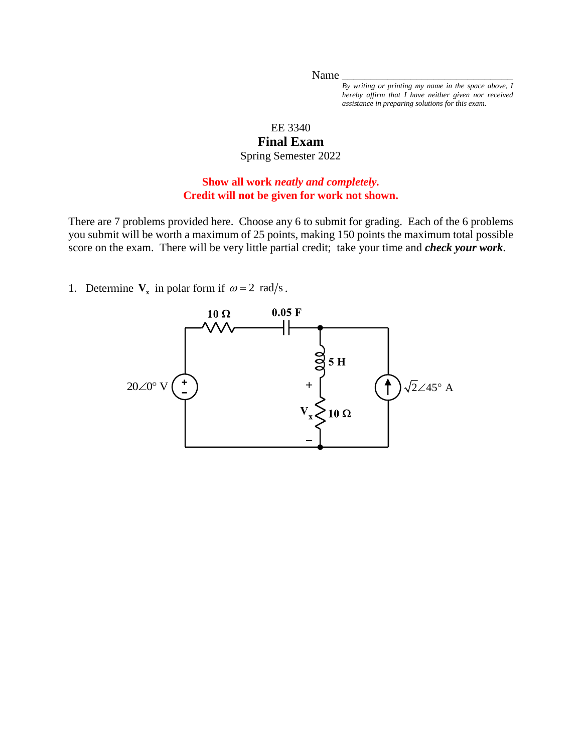Name \_\_\_\_\_\_\_\_\_\_\_\_\_\_\_\_\_\_\_\_\_\_\_\_\_\_\_\_\_\_\_\_

*By writing or printing my name in the space above, I hereby affirm that I have neither given nor received assistance in preparing solutions for this exam.*

EE 3340

# Final Exam

Spring Semester 2022

**Show all work *neatly and completely.***
**Credit will not be given for work not shown.**

There are 7 problems provided here. Choose any 6 to submit for grading. Each of the 6 problems you submit will be worth a maximum of 25 points, making 150 points the maximum total possible score on the exam. There will be very little partial credit; take your time and ***check your work***.

1. Determine $\mathbf{V_x}$ in polar form if $\omega = 2$ rad/s.

10 Ω

0.05 F

5 H

$20\angle 0°$ V

+

$\mathbf{V_x}$

10 Ω

−

$\sqrt{2}\angle 45°$ A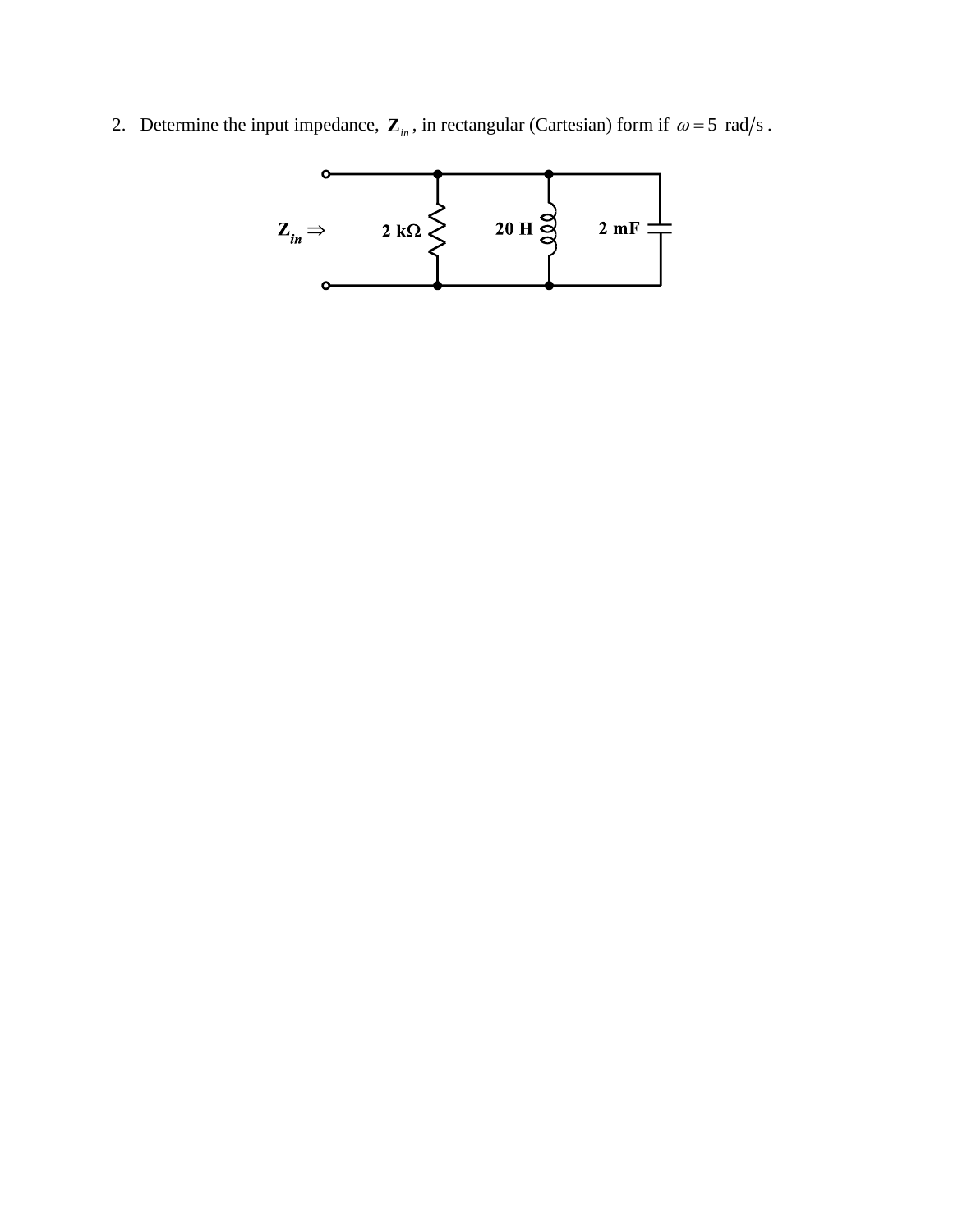2. Determine the input impedance, $\mathbf{Z}_{in}$, in rectangular (Cartesian) form if $\omega = 5$ rad/s.

$\mathbf{Z}_{in} \Rightarrow$

2 kΩ

20 H

2 mF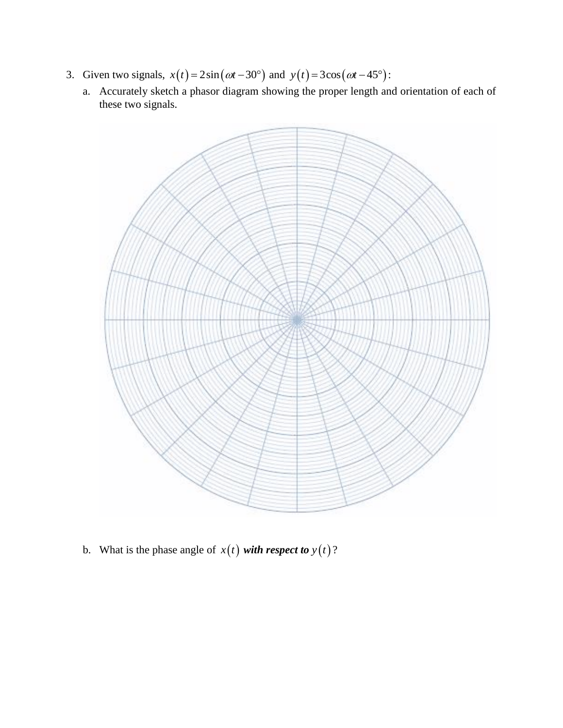3. Given two signals, $x(t) = 2\sin(\omega t - 30°)$ and $y(t) = 3\cos(\omega t - 45°)$:

   a. Accurately sketch a phasor diagram showing the proper length and orientation of each of these two signals.

   b. What is the phase angle of $x(t)$ ***with respect to*** $y(t)$?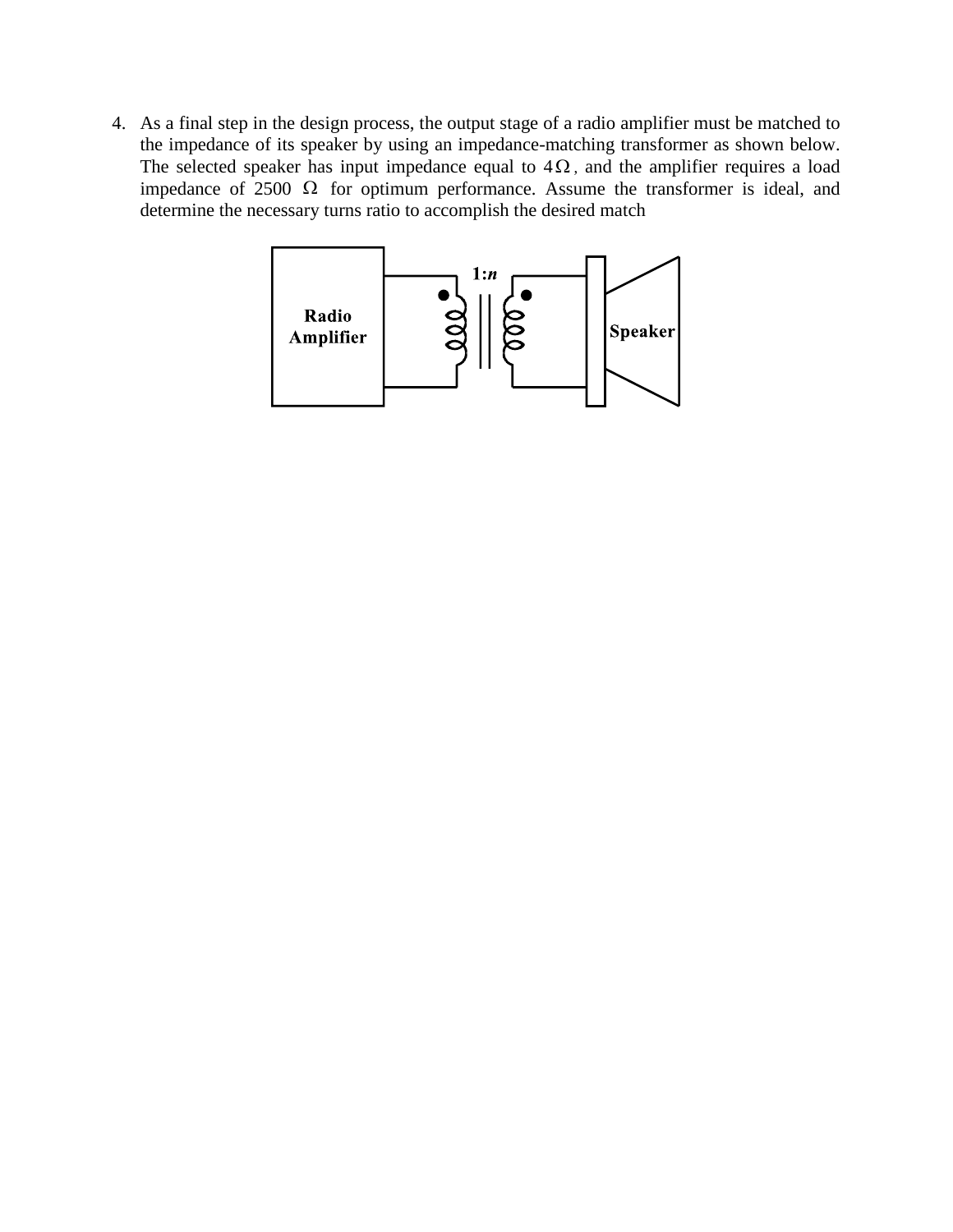4. As a final step in the design process, the output stage of a radio amplifier must be matched to the impedance of its speaker by using an impedance-matching transformer as shown below. The selected speaker has input impedance equal to $4\,\Omega$, and the amplifier requires a load impedance of 2500 $\Omega$ for optimum performance. Assume the transformer is ideal, and determine the necessary turns ratio to accomplish the desired match

1:*n*

Radio Amplifier

Speaker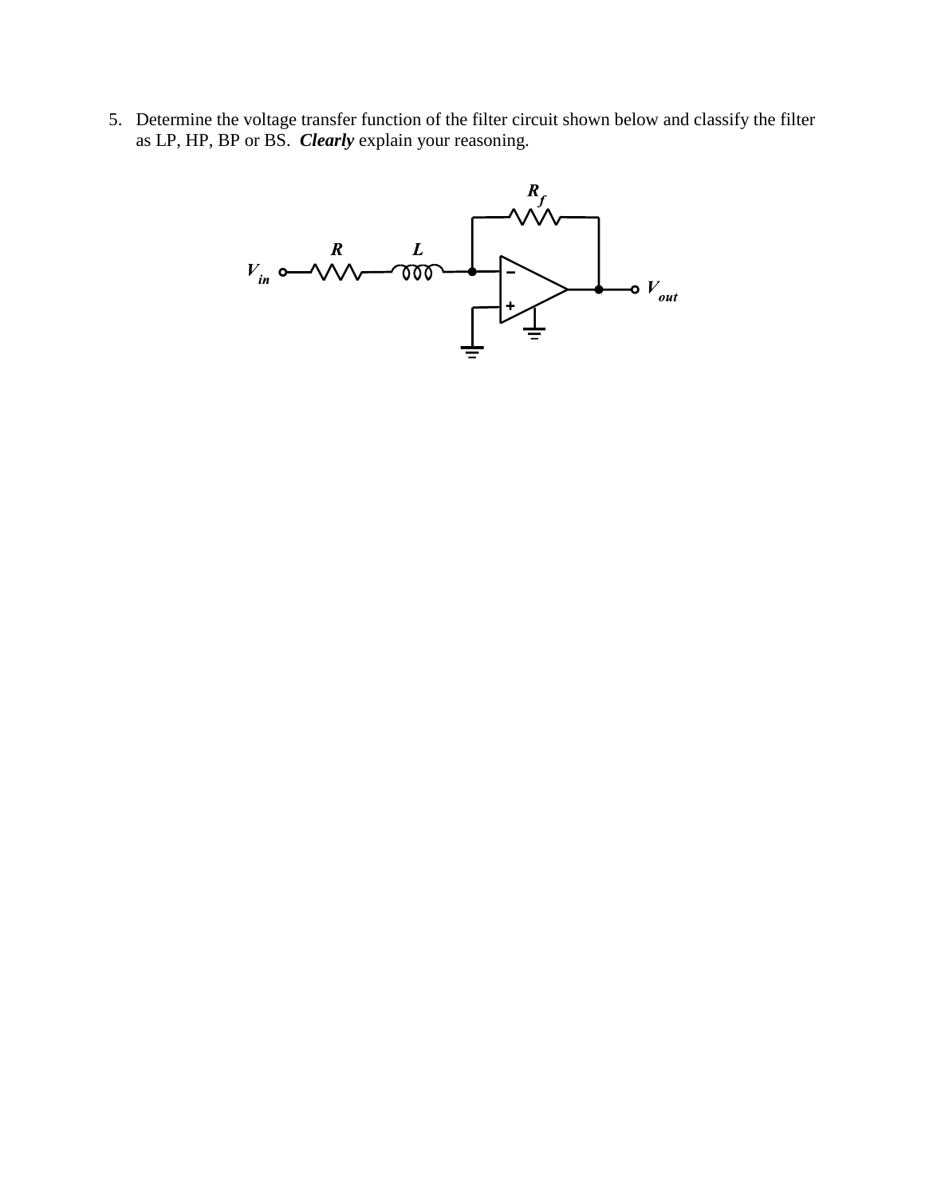5. Determine the voltage transfer function of the filter circuit shown below and classify the filter as LP, HP, BP or BS. ***Clearly*** explain your reasoning.

$R_f$

$R$

$L$

$V_{in}$

$V_{out}$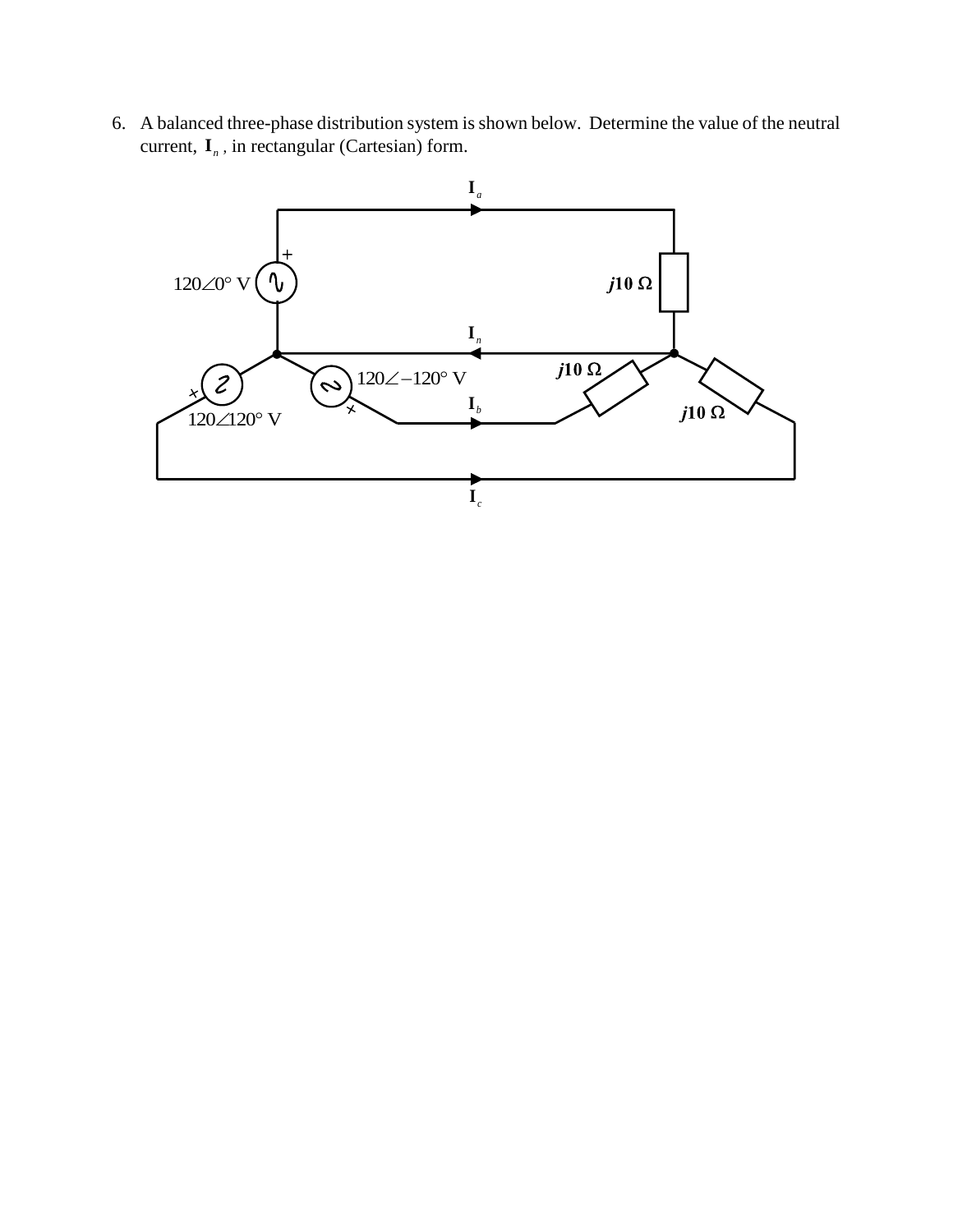6. A balanced three-phase distribution system is shown below. Determine the value of the neutral current, $\mathbf{I}_n$, in rectangular (Cartesian) form.

$\mathbf{I}_a$

$120\angle 0°$ V

$j10\ \Omega$

$\mathbf{I}_n$

$j10\ \Omega$

$120\angle -120°$ V

$\mathbf{I}_b$

$j10\ \Omega$

$120\angle 120°$ V

$\mathbf{I}_c$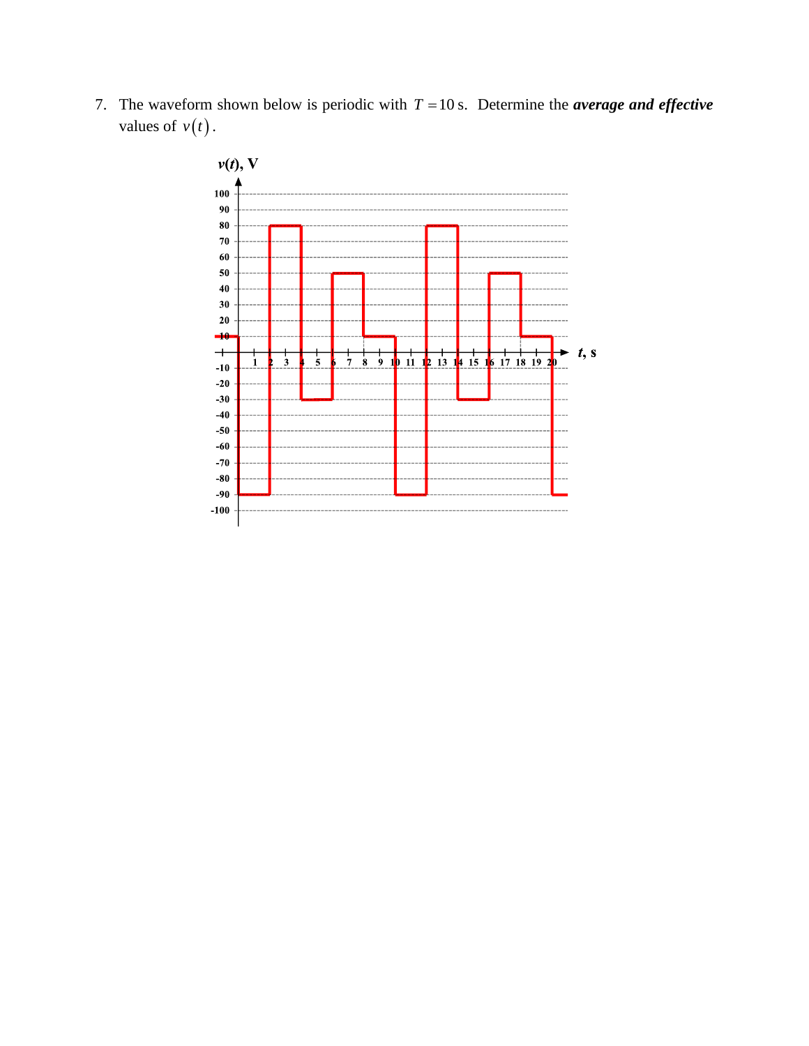7. The waveform shown below is periodic with $T = 10$ s. Determine the ***average and effective*** values of $v(t)$.

$v(t)$, V

100
90
80
70
60
50
40
30
20
10
-10
-20
-30
-40
-50
-60
-70
-80
-90
-100

$t$, s

1 2 3 4 5 6 7 8 9 10 11 12 13 14 15 16 17 18 19 20